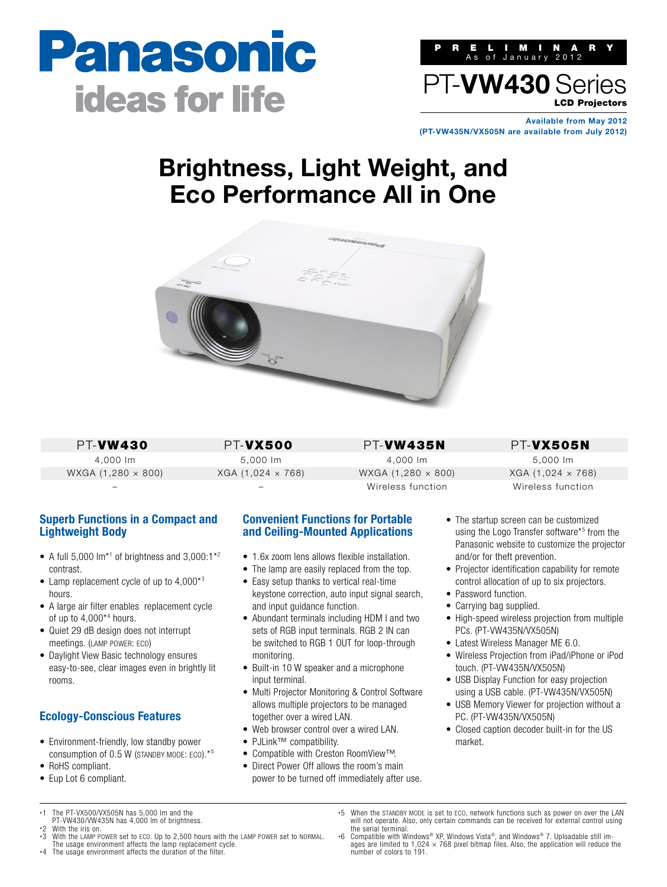Panasonic
ideas for life

PRELIMINARY
As of January 2012

# PT-VW430 Series
**LCD Projectors**

**Available from May 2012**
**(PT-VW435N/VX505N are available from July 2012)**

# Brightness, Light Weight, and Eco Performance All in One

| PT-VW430 | PT-VX500 | PT-VW435N | PT-VX505N |
|---|---|---|---|
| 4,000 lm | 5,000 lm | 4,000 lm | 5,000 lm |
| WXGA (1,280 × 800) | XGA (1,024 × 768) | WXGA (1,280 × 800) | XGA (1,024 × 768) |
| – | – | Wireless function | Wireless function |

## Superb Functions in a Compact and Lightweight Body

- A full 5,000 lm*1 of brightness and 3,000:1*2 contrast.
- Lamp replacement cycle of up to 4,000*3 hours.
- A large air filter enables replacement cycle of up to 4,000*4 hours.
- Quiet 29 dB design does not interrupt meetings. (LAMP POWER: ECO)
- Daylight View Basic technology ensures easy-to-see, clear images even in brightly lit rooms.

## Ecology-Conscious Features

- Environment-friendly, low standby power consumption of 0.5 W (STANDBY MODE: ECO).*5
- RoHS compliant.
- Eup Lot 6 compliant.

## Convenient Functions for Portable and Ceiling-Mounted Applications

- 1.6x zoom lens allows flexible installation.
- The lamp are easily replaced from the top.
- Easy setup thanks to vertical real-time keystone correction, auto input signal search, and input guidance function.
- Abundant terminals including HDMI and two sets of RGB input terminals. RGB 2 IN can be switched to RGB 1 OUT for loop-through monitoring.
- Built-in 10 W speaker and a microphone input terminal.
- Multi Projector Monitoring & Control Software allows multiple projectors to be managed together over a wired LAN.
- Web browser control over a wired LAN.
- PJLink™ compatibility.
- Compatible with Creston RoomView™.
- Direct Power Off allows the room's main power to be turned off immediately after use.
- The startup screen can be customized using the Logo Transfer software*5 from the Panasonic website to customize the projector and/or for theft prevention.
- Projector identification capability for remote control allocation of up to six projectors.
- Password function.
- Carrying bag supplied.
- High-speed wireless projection from multiple PCs. (PT-VW435N/VX505N)
- Latest Wireless Manager ME 6.0.
- Wireless Projection from iPad/iPhone or iPod touch. (PT-VW435N/VX505N)
- USB Display Function for easy projection using a USB cable. (PT-VW435N/VX505N)
- USB Memory Viewer for projection without a PC. (PT-VW435N/VX505N)
- Closed caption decoder built-in for the US market.

---

*1 The PT-VX500/VX505N has 5,000 lm and the PT-VW430/VW435N has 4,000 lm of brightness.
*2 With the iris on.
*3 With the LAMP POWER set to ECO. Up to 2,500 hours with the LAMP POWER set to NORMAL. The usage environment affects the lamp replacement cycle.
*4 The usage environment affects the duration of the filter.
*5 When the STANDBY MODE is set to ECO, network functions such as power on over the LAN will not operate. Also, only certain commands can be received for external control using the serial terminal.
*6 Compatible with Windows® XP, Windows Vista®, and Windows® 7. Uploadable still images are limited to 1,024 × 768 pixel bitmap files. Also, the application will reduce the number of colors to 191.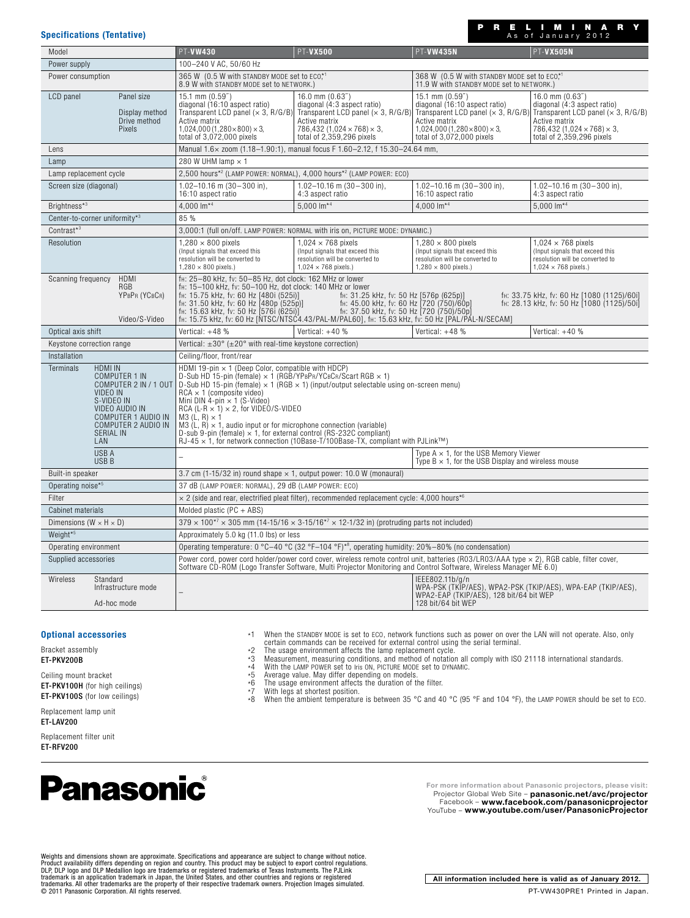## Specifications (Tentative)

**PRELIMINARY**
As of January 2012

| Model | | PT-VW430 | PT-VX500 | PT-VW435N | PT-VX505N |
|---|---|---|---|---|---|
| Power supply | | 100–240 V AC, 50/60 Hz | | | |
| Power consumption | | 365 W (0.5 W with STANDBY MODE set to ECO,*1 8.9 W with STANDBY MODE set to NETWORK.) | | 368 W (0.5 W with STANDBY MODE set to ECO,*1 11.9 W with STANDBY MODE set to NETWORK.) | |
| LCD panel | Panel size | 15.1 mm (0.59") diagonal (16:10 aspect ratio) | 16.0 mm (0.63") diagonal (4:3 aspect ratio) | 15.1 mm (0.59") diagonal (16:10 aspect ratio) | 16.0 mm (0.63") diagonal (4:3 aspect ratio) |
| | Display method | Transparent LCD panel (× 3, R/G/B) | Transparent LCD panel (× 3, R/G/B) | Transparent LCD panel (× 3, R/G/B) | Transparent LCD panel (× 3, R/G/B) |
| | Drive method | Active matrix | Active matrix | Active matrix | Active matrix |
| | Pixels | 1,024,000 (1,280 × 800) × 3, total of 3,072,000 pixels | 786,432 (1,024 × 768) × 3, total of 2,359,296 pixels | 1,024,000 (1,280 × 800) × 3, total of 3,072,000 pixels | 786,432 (1,024 × 768) × 3, total of 2,359,296 pixels |
| Lens | | Manual 1.6× zoom (1.18–1.90:1), manual focus F 1.60–2.12, f 15.30–24.64 mm, | | | |
| Lamp | | 280 W UHM lamp × 1 | | | |
| Lamp replacement cycle | | 2,500 hours*2 (LAMP POWER: NORMAL), 4,000 hours*2 (LAMP POWER: ECO) | | | |
| Screen size (diagonal) | | 1.02–10.16 m (30–300 in), 16:10 aspect ratio | 1.02–10.16 m (30–300 in), 4:3 aspect ratio | 1.02–10.16 m (30–300 in), 16:10 aspect ratio | 1.02–10.16 m (30–300 in), 4:3 aspect ratio |
| Brightness*3 | | 4,000 lm*4 | 5,000 lm*4 | 4,000 lm*4 | 5,000 lm*4 |
| Center-to-corner uniformity*3 | | 85 % | | | |
| Contrast*3 | | 3,000:1 (full on/off. LAMP POWER: NORMAL with iris on, PICTURE MODE: DYNAMIC.) | | | |
| Resolution | | 1,280 × 800 pixels (Input signals that exceed this resolution will be converted to 1,280 × 800 pixels.) | 1,024 × 768 pixels (Input signals that exceed this resolution will be converted to 1,024 × 768 pixels.) | 1,280 × 800 pixels (Input signals that exceed this resolution will be converted to 1,280 × 800 pixels.) | 1,024 × 768 pixels (Input signals that exceed this resolution will be converted to 1,024 × 768 pixels.) |
| Scanning frequency | HDMI | fH: 25–80 kHz, fV: 50–85 Hz, dot clock: 162 MHz or lower | | | |
| | RGB | fH: 15–100 kHz, fV: 50–100 Hz, dot clock: 140 MHz or lower | | | |
| | YPBPR (YCBCR) | fH: 15.75 kHz, fV: 60 Hz [480i (525i)], fH: 31.50 kHz, fV: 60 Hz [480p (525p)], fH: 15.63 kHz, fV: 50 Hz [576i (625i)], fH: 31.25 kHz, fV: 50 Hz [576p (625p)], fH: 45.00 kHz, fV: 60 Hz [720 (750)/60p], fH: 37.50 kHz, fV: 50 Hz [720 (750)/50p], fH: 33.75 kHz, fV: 60 Hz [1080 (1125)/60i], fH: 28.13 kHz, fV: 50 Hz [1080 (1125)/50i] | | | |
| | Video/S-Video | fH: 15.75 kHz, fV: 60 Hz [NTSC/NTSC4.43/PAL-M/PAL60], fH: 15.63 kHz, fV: 50 Hz [PAL/PAL-N/SECAM] | | | |
| Optical axis shift | | Vertical: +48 % | Vertical: +40 % | Vertical: +48 % | Vertical: +40 % |
| Keystone correction range | | Vertical: ±30° (±20° with real-time keystone correction) | | | |
| Installation | | Ceiling/floor, front/rear | | | |
| Terminals | HDMI IN | HDMI 19-pin × 1 (Deep Color, compatible with HDCP) | | | |
| | COMPUTER 1 IN | D-Sub HD 15-pin (female) × 1 (RGB/YPBPR/YCBCR/Scart RGB × 1) | | | |
| | COMPUTER 2 IN / 1 OUT | D-Sub HD 15-pin (female) × 1 (RGB × 1) (input/output selectable using on-screen menu) | | | |
| | VIDEO IN | RCA × 1 (composite video) | | | |
| | S-VIDEO IN | Mini DIN 4-pin × 1 (S-Video) | | | |
| | VIDEO AUDIO IN | RCA (L-R × 1) × 2, for VIDEO/S-VIDEO | | | |
| | COMPUTER 1 AUDIO IN | M3 (L, R) × 1 | | | |
| | COMPUTER 2 AUDIO IN | M3 (L, R) × 1, audio input or for microphone connection (variable) | | | |
| | SERIAL IN | D-sub 9-pin (female) × 1, for external control (RS-232C compliant) | | | |
| | LAN | RJ-45 × 1, for network connection (10Base-T/100Base-TX, compliant with PJLink™) | | | |
| | USB A | – | | Type A × 1, for the USB Memory Viewer | |
| | USB B | | | Type B × 1, for the USB Display and wireless mouse | |
| Built-in speaker | | 3.7 cm (1-15/32 in) round shape × 1, output power: 10.0 W (monaural) | | | |
| Operating noise*5 | | 37 dB (LAMP POWER: NORMAL), 29 dB (LAMP POWER: ECO) | | | |
| Filter | | × 2 (side and rear, electrified pleat filter), recommended replacement cycle: 4,000 hours*6 | | | |
| Cabinet materials | | Molded plastic (PC + ABS) | | | |
| Dimensions (W × H × D) | | 379 × 100*7 × 305 mm (14-15/16 × 3-15/16*7 × 12-1/32 in) (protruding parts not included) | | | |
| Weight*5 | | Approximately 5.0 kg (11.0 lbs) or less | | | |
| Operating environment | | Operating temperature: 0 °C–40 °C (32 °F–104 °F)*8, operating humidity: 20%–80% (no condensation) | | | |
| Supplied accessories | | Power cord, power cord holder/power cord cover, wireless remote control unit, batteries (R03/LR03/AAA type × 2), RGB cable, filter cover, Software CD-ROM (Logo Transfer Software, Multi Projector Monitoring and Control Software, Wireless Manager ME 6.0) | | | |
| Wireless | Standard | – | | IEEE802.11b/g/n | |
| | Infrastructure mode | | | WPA-PSK (TKIP/AES), WPA2-PSK (TKIP/AES), WPA-EAP (TKIP/AES), WPA2-EAP (TKIP/AES), 128 bit/64 bit WEP | |
| | Ad-hoc mode | | | 128 bit/64 bit WEP | |

### Optional accessories

Bracket assembly
**ET-PKV200B**

Ceiling mount bracket
**ET-PKV100H** (for high ceilings)
**ET-PKV100S** (for low ceilings)

Replacement lamp unit
**ET-LAV200**

Replacement filter unit
**ET-RFV200**

*1 When the STANDBY MODE is set to ECO, network functions such as power on over the LAN will not operate. Also, only certain commands can be received for external control using the serial terminal.
*2 The usage environment affects the lamp replacement cycle.
*3 Measurement, measuring conditions, and method of notation all comply with ISO 21118 international standards.
*4 With the LAMP POWER set to Iris ON, PICTURE MODE set to DYNAMIC.
*5 Average value. May differ depending on models.
*6 The usage environment affects the duration of the filter.
*7 With legs at shortest position.
*8 When the ambient temperature is between 35 °C and 40 °C (95 °F and 104 °F), the LAMP POWER should be set to ECO.

**Panasonic**®

For more information about Panasonic projectors, please visit:
Projector Global Web Site – **panasonic.net/avc/projector**
Facebook – **www.facebook.com/panasonicprojector**
YouTube – **www.youtube.com/user/PanasonicProjector**

Weights and dimensions shown are approximate. Specifications and appearance are subject to change without notice. Product availability differs depending on region and country. This product may be subject to export control regulations. DLP, DLP logo and DLP Medallion logo are trademarks or registered trademarks of Texas Instruments. The PJLink trademark is an application trademark in Japan, the United States, and other countries and regions or registered trademarks. All other trademarks are the property of their respective trademark owners. Projection Images simulated.
© 2011 Panasonic Corporation. All rights reserved.

**All information included here is valid as of January 2012.**

PT-VW430PRE1 Printed in Japan.